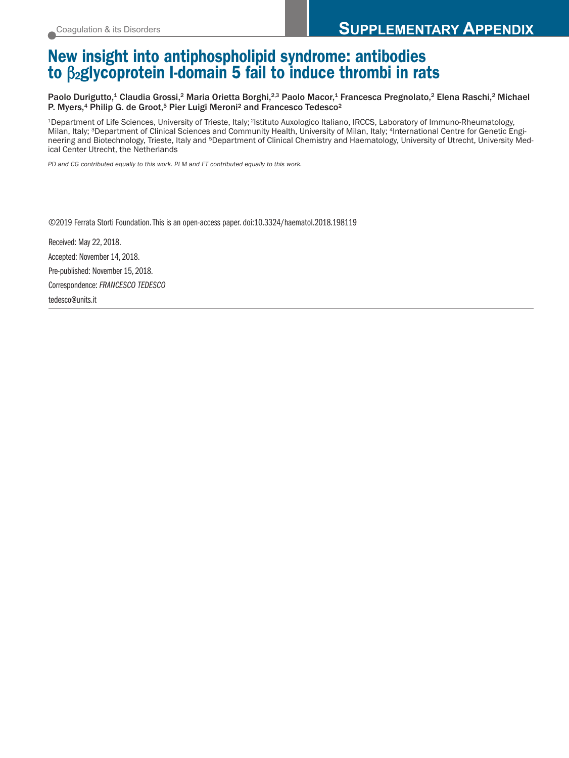Coagulation & its Disorders

**SUPPLEMENTARY APPENDIX**

# New insight into antiphospholipid syndrome: antibodies to $\beta_2$glycoprotein I-domain 5 fail to induce thrombi in rats

Paolo Durigutto,[1] Claudia Grossi,[2] Maria Orietta Borghi,[2,3] Paolo Macor,[1] Francesca Pregnolato,[2] Elena Raschi,[2] Michael P. Myers,[4] Philip G. de Groot,[5] Pier Luigi Meroni[2] and Francesco Tedesco[2]

[1]Department of Life Sciences, University of Trieste, Italy; [2]Istituto Auxologico Italiano, IRCCS, Laboratory of Immuno-Rheumatology, Milan, Italy; [3]Department of Clinical Sciences and Community Health, University of Milan, Italy; [4]International Centre for Genetic Engineering and Biotechnology, Trieste, Italy and [5]Department of Clinical Chemistry and Haematology, University of Utrecht, University Medical Center Utrecht, the Netherlands

*PD and CG contributed equally to this work. PLM and FT contributed equally to this work.*

©2019 Ferrata Storti Foundation. This is an open-access paper. doi:10.3324/haematol.2018.198119

Received: May 22, 2018.

Accepted: November 14, 2018.

Pre-published: November 15, 2018.

Correspondence: *FRANCESCO TEDESCO*

tedesco@units.it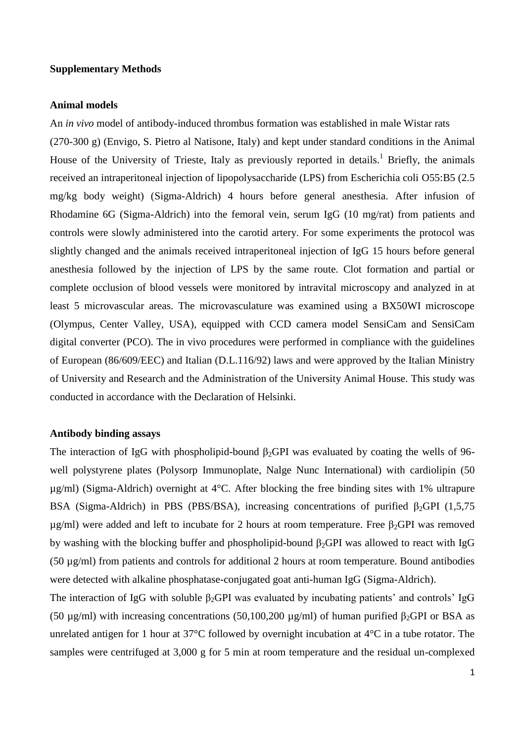**Supplementary Methods**

**Animal models**

An *in vivo* model of antibody-induced thrombus formation was established in male Wistar rats (270-300 g) (Envigo, S. Pietro al Natisone, Italy) and kept under standard conditions in the Animal House of the University of Trieste, Italy as previously reported in details.[1] Briefly, the animals received an intraperitoneal injection of lipopolysaccharide (LPS) from Escherichia coli O55:B5 (2.5 mg/kg body weight) (Sigma-Aldrich) 4 hours before general anesthesia. After infusion of Rhodamine 6G (Sigma-Aldrich) into the femoral vein, serum IgG (10 mg/rat) from patients and controls were slowly administered into the carotid artery. For some experiments the protocol was slightly changed and the animals received intraperitoneal injection of IgG 15 hours before general anesthesia followed by the injection of LPS by the same route. Clot formation and partial or complete occlusion of blood vessels were monitored by intravital microscopy and analyzed in at least 5 microvascular areas. The microvasculature was examined using a BX50WI microscope (Olympus, Center Valley, USA), equipped with CCD camera model SensiCam and SensiCam digital converter (PCO). The in vivo procedures were performed in compliance with the guidelines of European (86/609/EEC) and Italian (D.L.116/92) laws and were approved by the Italian Ministry of University and Research and the Administration of the University Animal House. This study was conducted in accordance with the Declaration of Helsinki.

**Antibody binding assays**

The interaction of IgG with phospholipid-bound $\beta_2$GPI was evaluated by coating the wells of 96-well polystyrene plates (Polysorp Immunoplate, Nalge Nunc International) with cardiolipin (50 µg/ml) (Sigma-Aldrich) overnight at 4°C. After blocking the free binding sites with 1% ultrapure BSA (Sigma-Aldrich) in PBS (PBS/BSA), increasing concentrations of purified $\beta_2$GPI (1,5,75 µg/ml) were added and left to incubate for 2 hours at room temperature. Free $\beta_2$GPI was removed by washing with the blocking buffer and phospholipid-bound $\beta_2$GPI was allowed to react with IgG (50 µg/ml) from patients and controls for additional 2 hours at room temperature. Bound antibodies were detected with alkaline phosphatase-conjugated goat anti-human IgG (Sigma-Aldrich).

The interaction of IgG with soluble $\beta_2$GPI was evaluated by incubating patients' and controls' IgG (50 µg/ml) with increasing concentrations (50,100,200 µg/ml) of human purified $\beta_2$GPI or BSA as unrelated antigen for 1 hour at 37°C followed by overnight incubation at 4°C in a tube rotator. The samples were centrifuged at 3,000 g for 5 min at room temperature and the residual un-complexed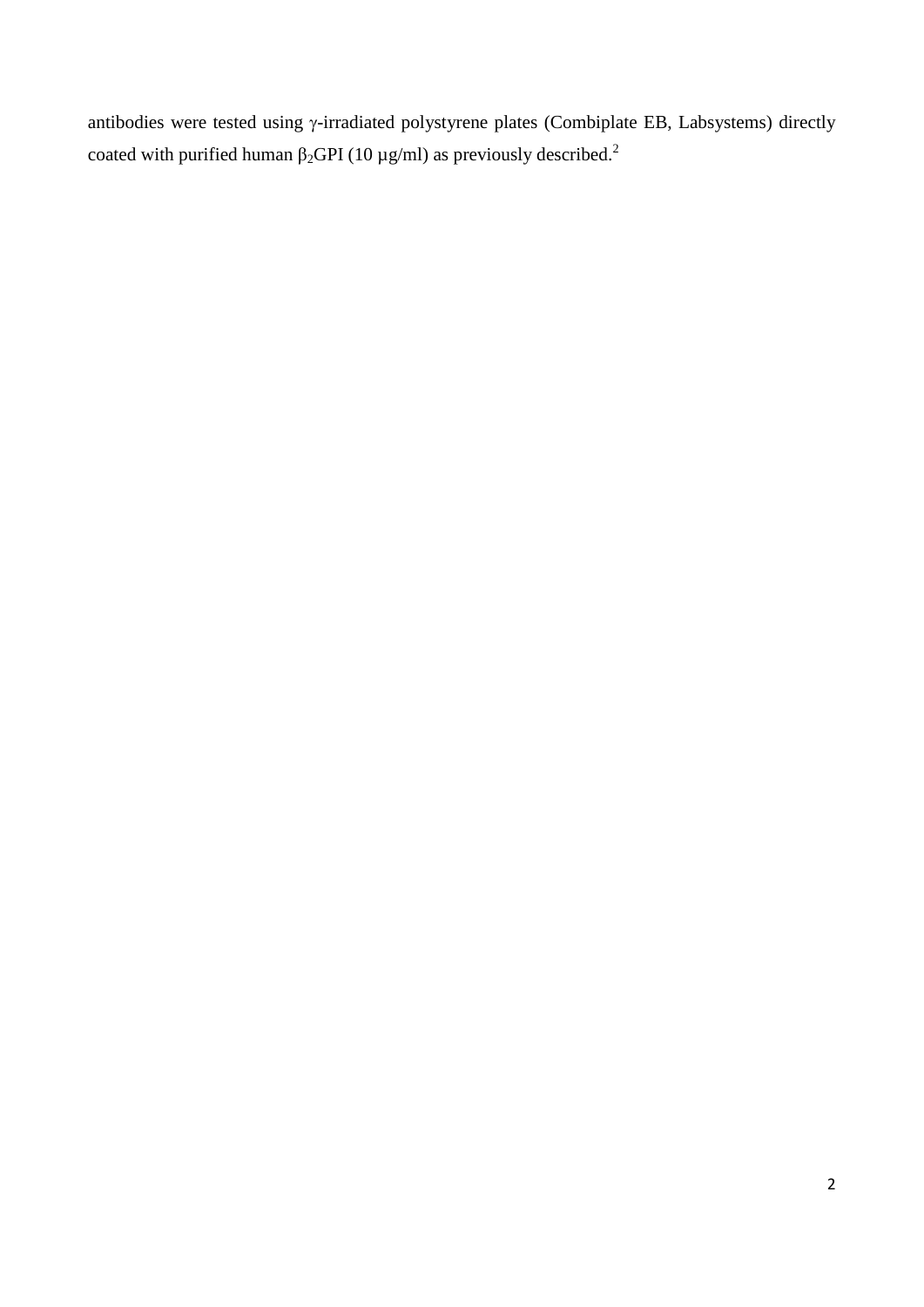antibodies were tested using γ-irradiated polystyrene plates (Combiplate EB, Labsystems) directly coated with purified human $\beta_2$GPI (10 µg/ml) as previously described.[2]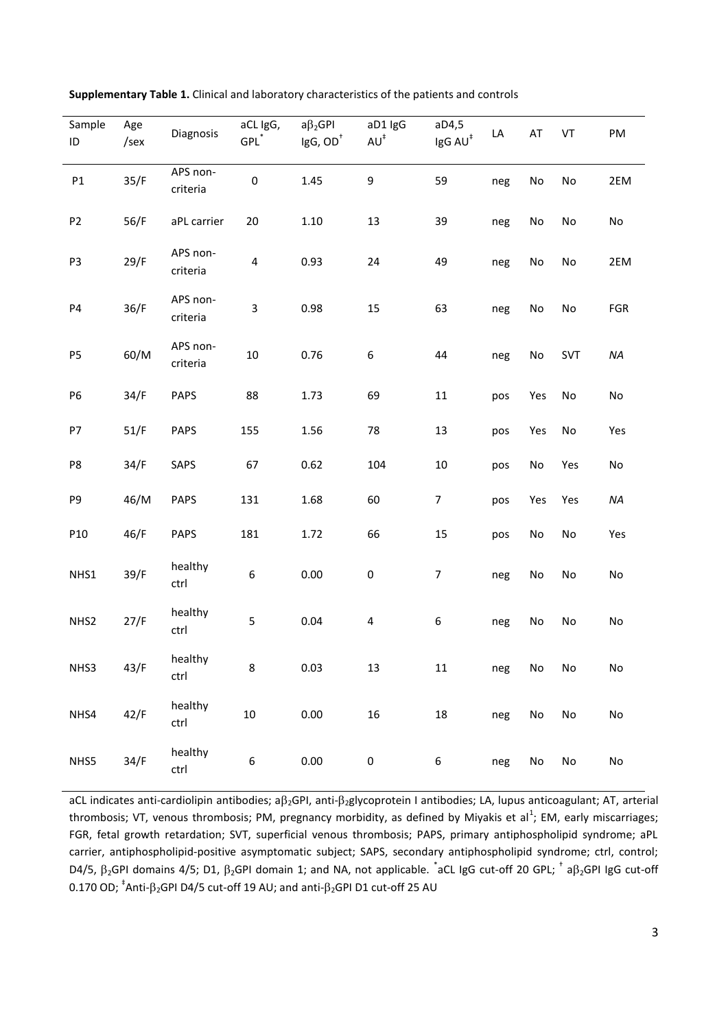**Supplementary Table 1.** Clinical and laboratory characteristics of the patients and controls

| Sample ID | Age /sex | Diagnosis | aCL IgG, GPL* | a$\beta_2$GPI IgG, OD† | aD1 IgG AU‡ | aD4,5 IgG AU‡ | LA | AT | VT | PM |
|---|---|---|---|---|---|---|---|---|---|---|
| P1 | 35/F | APS non-criteria | 0 | 1.45 | 9 | 59 | neg | No | No | 2EM |
| P2 | 56/F | aPL carrier | 20 | 1.10 | 13 | 39 | neg | No | No | No |
| P3 | 29/F | APS non-criteria | 4 | 0.93 | 24 | 49 | neg | No | No | 2EM |
| P4 | 36/F | APS non-criteria | 3 | 0.98 | 15 | 63 | neg | No | No | FGR |
| P5 | 60/M | APS non-criteria | 10 | 0.76 | 6 | 44 | neg | No | SVT | *NA* |
| P6 | 34/F | PAPS | 88 | 1.73 | 69 | 11 | pos | Yes | No | No |
| P7 | 51/F | PAPS | 155 | 1.56 | 78 | 13 | pos | Yes | No | Yes |
| P8 | 34/F | SAPS | 67 | 0.62 | 104 | 10 | pos | No | Yes | No |
| P9 | 46/M | PAPS | 131 | 1.68 | 60 | 7 | pos | Yes | Yes | *NA* |
| P10 | 46/F | PAPS | 181 | 1.72 | 66 | 15 | pos | No | No | Yes |
| NHS1 | 39/F | healthy ctrl | 6 | 0.00 | 0 | 7 | neg | No | No | No |
| NHS2 | 27/F | healthy ctrl | 5 | 0.04 | 4 | 6 | neg | No | No | No |
| NHS3 | 43/F | healthy ctrl | 8 | 0.03 | 13 | 11 | neg | No | No | No |
| NHS4 | 42/F | healthy ctrl | 10 | 0.00 | 16 | 18 | neg | No | No | No |
| NHS5 | 34/F | healthy ctrl | 6 | 0.00 | 0 | 6 | neg | No | No | No |

aCL indicates anti-cardiolipin antibodies; a$\beta_2$GPI, anti-$\beta_2$glycoprotein I antibodies; LA, lupus anticoagulant; AT, arterial thrombosis; VT, venous thrombosis; PM, pregnancy morbidity, as defined by Miyakis et al[1]; EM, early miscarriages; FGR, fetal growth retardation; SVT, superficial venous thrombosis; PAPS, primary antiphospholipid syndrome; aPL carrier, antiphospholipid-positive asymptomatic subject; SAPS, secondary antiphospholipid syndrome; ctrl, control; D4/5, $\beta_2$GPI domains 4/5; D1, $\beta_2$GPI domain 1; and NA, not applicable. *aCL IgG cut-off 20 GPL; † a$\beta_2$GPI IgG cut-off 0.170 OD; ‡Anti-$\beta_2$GPI D4/5 cut-off 19 AU; and anti-$\beta_2$GPI D1 cut-off 25 AU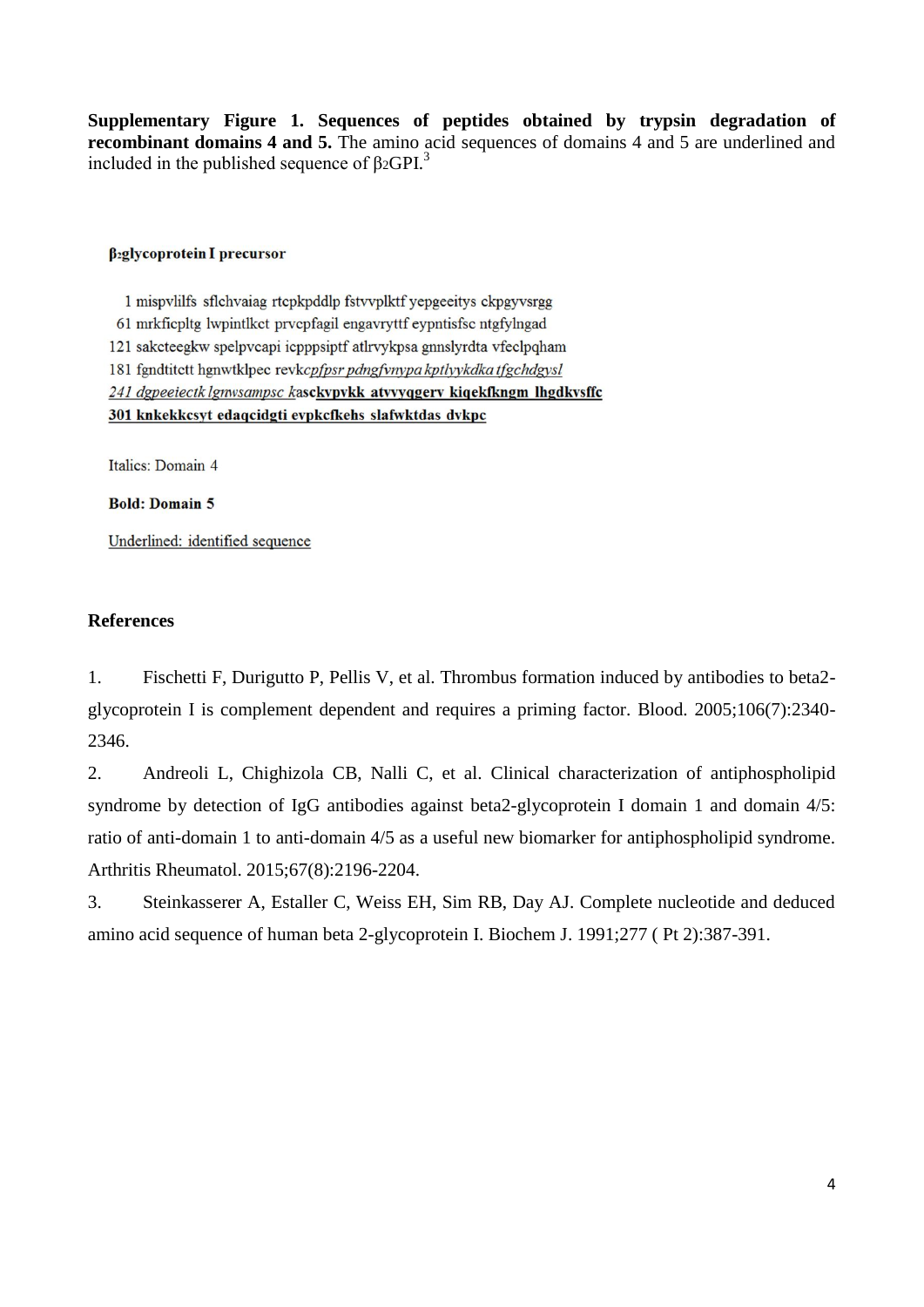**Supplementary Figure 1. Sequences of peptides obtained by trypsin degradation of recombinant domains 4 and 5.** The amino acid sequences of domains 4 and 5 are underlined and included in the published sequence of $\beta_2$GPI.[3]

**$\beta_2$glycoprotein I precursor**

1 mispvlilfs sflchvaiag rtcpkpddlp fstvvplktf yepgeeitys ckpgyvsrgg
61 mrkficpltg lwpintlkct prvcpfagil engavryttf eypntisfsc ntgfylngad
121 sakcteegkw spelpvcapi icpppsiptf atlrvykpsa gnnslyrdta vfeclpqham
181 fgndtitctt hgnwtklpec revk*cpfpsr pdngfvnypa kptlyykdka tfgchdgysl*
*241 dgpeeiectk lgnwsampsc k*a**sckvpvkk atvvyqgerv kiqekfkngm lhgdkvsffc**
**301 knkekkcsyt edaqcidgti evpkcfkehs slafwktdas dvkpc**

Italics: Domain 4

**Bold: Domain 5**

Underlined: identified sequence

## References

1. Fischetti F, Durigutto P, Pellis V, et al. Thrombus formation induced by antibodies to beta2-glycoprotein I is complement dependent and requires a priming factor. Blood. 2005;106(7):2340-2346.
2. Andreoli L, Chighizola CB, Nalli C, et al. Clinical characterization of antiphospholipid syndrome by detection of IgG antibodies against beta2-glycoprotein I domain 1 and domain 4/5: ratio of anti-domain 1 to anti-domain 4/5 as a useful new biomarker for antiphospholipid syndrome. Arthritis Rheumatol. 2015;67(8):2196-2204.
3. Steinkasserer A, Estaller C, Weiss EH, Sim RB, Day AJ. Complete nucleotide and deduced amino acid sequence of human beta 2-glycoprotein I. Biochem J. 1991;277 ( Pt 2):387-391.